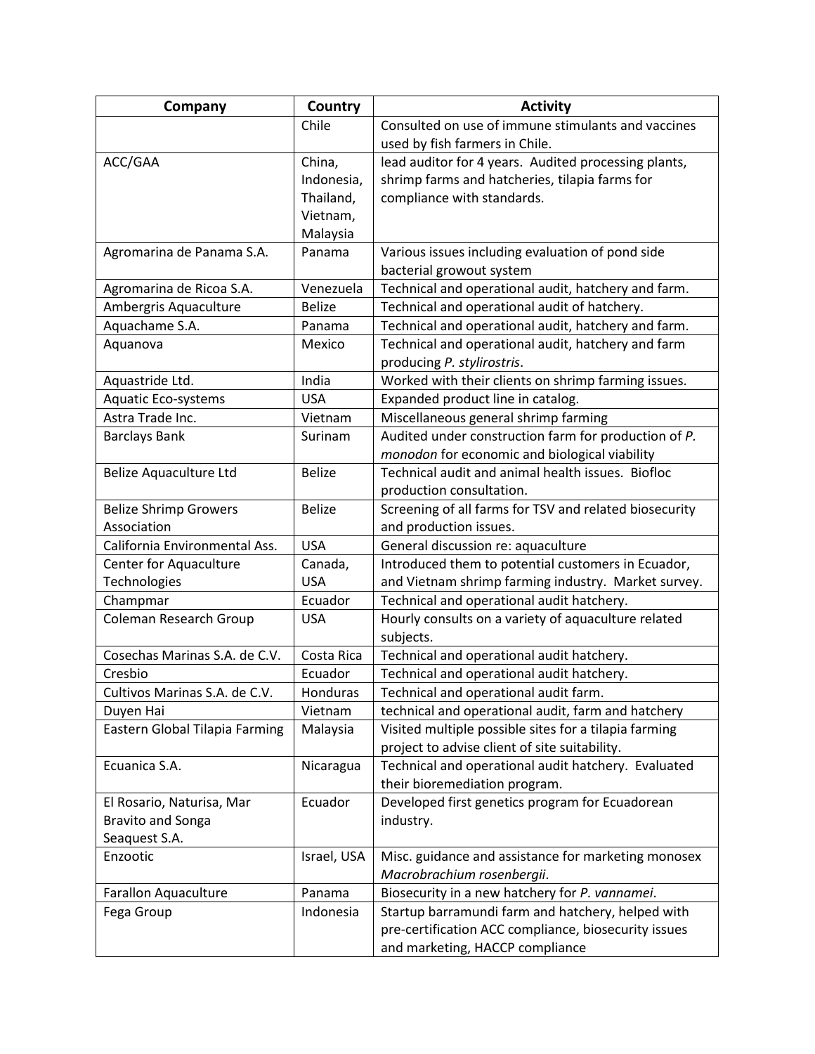| Company | Country | Activity |
| --- | --- | --- |
| | Chile | Consulted on use of immune stimulants and vaccines used by fish farmers in Chile. |
| ACC/GAA | China, Indonesia, Thailand, Vietnam, Malaysia | lead auditor for 4 years. Audited processing plants, shrimp farms and hatcheries, tilapia farms for compliance with standards. |
| Agromarina de Panama S.A. | Panama | Various issues including evaluation of pond side bacterial growout system |
| Agromarina de Ricoa S.A. | Venezuela | Technical and operational audit, hatchery and farm. |
| Ambergris Aquaculture | Belize | Technical and operational audit of hatchery. |
| Aquachame S.A. | Panama | Technical and operational audit, hatchery and farm. |
| Aquanova | Mexico | Technical and operational audit, hatchery and farm producing *P. stylirostris*. |
| Aquastride Ltd. | India | Worked with their clients on shrimp farming issues. |
| Aquatic Eco-systems | USA | Expanded product line in catalog. |
| Astra Trade Inc. | Vietnam | Miscellaneous general shrimp farming |
| Barclays Bank | Surinam | Audited under construction farm for production of *P. monodon* for economic and biological viability |
| Belize Aquaculture Ltd | Belize | Technical audit and animal health issues. Biofloc production consultation. |
| Belize Shrimp Growers Association | Belize | Screening of all farms for TSV and related biosecurity and production issues. |
| California Environmental Ass. | USA | General discussion re: aquaculture |
| Center for Aquaculture Technologies | Canada, USA | Introduced them to potential customers in Ecuador, and Vietnam shrimp farming industry. Market survey. |
| Champmar | Ecuador | Technical and operational audit hatchery. |
| Coleman Research Group | USA | Hourly consults on a variety of aquaculture related subjects. |
| Cosechas Marinas S.A. de C.V. | Costa Rica | Technical and operational audit hatchery. |
| Cresbio | Ecuador | Technical and operational audit hatchery. |
| Cultivos Marinas S.A. de C.V. | Honduras | Technical and operational audit farm. |
| Duyen Hai | Vietnam | technical and operational audit, farm and hatchery |
| Eastern Global Tilapia Farming | Malaysia | Visited multiple possible sites for a tilapia farming project to advise client of site suitability. |
| Ecuanica S.A. | Nicaragua | Technical and operational audit hatchery. Evaluated their bioremediation program. |
| El Rosario, Naturisa, Mar Bravito and Songa Seaquest S.A. | Ecuador | Developed first genetics program for Ecuadorean industry. |
| Enzootic | Israel, USA | Misc. guidance and assistance for marketing monosex *Macrobrachium rosenbergii*. |
| Farallon Aquaculture | Panama | Biosecurity in a new hatchery for *P. vannamei*. |
| Fega Group | Indonesia | Startup barramundi farm and hatchery, helped with pre-certification ACC compliance, biosecurity issues and marketing, HACCP compliance |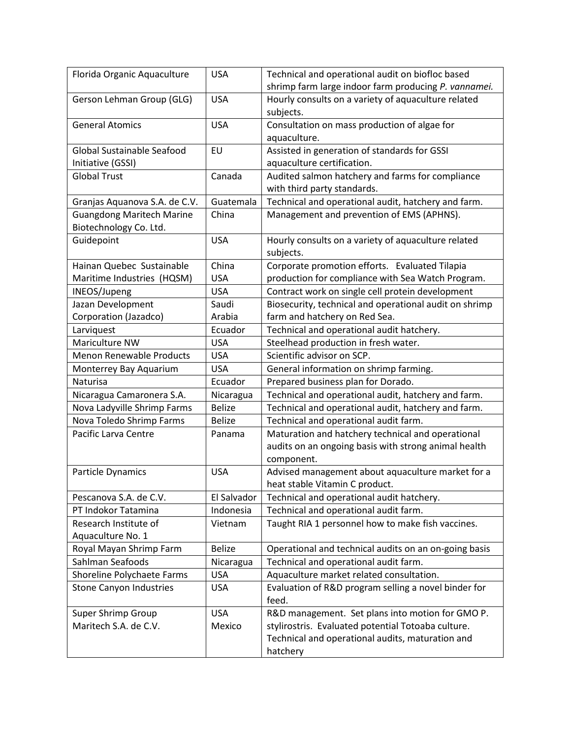| Florida Organic Aquaculture | USA | Technical and operational audit on biofloc based shrimp farm large indoor farm producing *P. vannamei.* |
|---|---|---|
| Gerson Lehman Group (GLG) | USA | Hourly consults on a variety of aquaculture related subjects. |
| General Atomics | USA | Consultation on mass production of algae for aquaculture. |
| Global Sustainable Seafood Initiative (GSSI) | EU | Assisted in generation of standards for GSSI aquaculture certification. |
| Global Trust | Canada | Audited salmon hatchery and farms for compliance with third party standards. |
| Granjas Aquanova S.A. de C.V. | Guatemala | Technical and operational audit, hatchery and farm. |
| Guangdong Maritech Marine Biotechnology Co. Ltd. | China | Management and prevention of EMS (APHNS). |
| Guidepoint | USA | Hourly consults on a variety of aquaculture related subjects. |
| Hainan Quebec Sustainable Maritime Industries (HQSM) | China<br>USA | Corporate promotion efforts. Evaluated Tilapia production for compliance with Sea Watch Program. |
| INEOS/Jupeng | USA | Contract work on single cell protein development |
| Jazan Development Corporation (Jazadco) | Saudi Arabia | Biosecurity, technical and operational audit on shrimp farm and hatchery on Red Sea. |
| Larviquest | Ecuador | Technical and operational audit hatchery. |
| Mariculture NW | USA | Steelhead production in fresh water. |
| Menon Renewable Products | USA | Scientific advisor on SCP. |
| Monterrey Bay Aquarium | USA | General information on shrimp farming. |
| Naturisa | Ecuador | Prepared business plan for Dorado. |
| Nicaragua Camaronera S.A. | Nicaragua | Technical and operational audit, hatchery and farm. |
| Nova Ladyville Shrimp Farms | Belize | Technical and operational audit, hatchery and farm. |
| Nova Toledo Shrimp Farms | Belize | Technical and operational audit farm. |
| Pacific Larva Centre | Panama | Maturation and hatchery technical and operational audits on an ongoing basis with strong animal health component. |
| Particle Dynamics | USA | Advised management about aquaculture market for a heat stable Vitamin C product. |
| Pescanova S.A. de C.V. | El Salvador | Technical and operational audit hatchery. |
| PT Indokor Tatamina | Indonesia | Technical and operational audit farm. |
| Research Institute of Aquaculture No. 1 | Vietnam | Taught RIA 1 personnel how to make fish vaccines. |
| Royal Mayan Shrimp Farm | Belize | Operational and technical audits on an on-going basis |
| Sahlman Seafoods | Nicaragua | Technical and operational audit farm. |
| Shoreline Polychaete Farms | USA | Aquaculture market related consultation. |
| Stone Canyon Industries | USA | Evaluation of R&D program selling a novel binder for feed. |
| Super Shrimp Group<br>Maritech S.A. de C.V. | USA<br>Mexico | R&D management. Set plans into motion for GMO P. stylirostris. Evaluated potential Totoaba culture. Technical and operational audits, maturation and hatchery |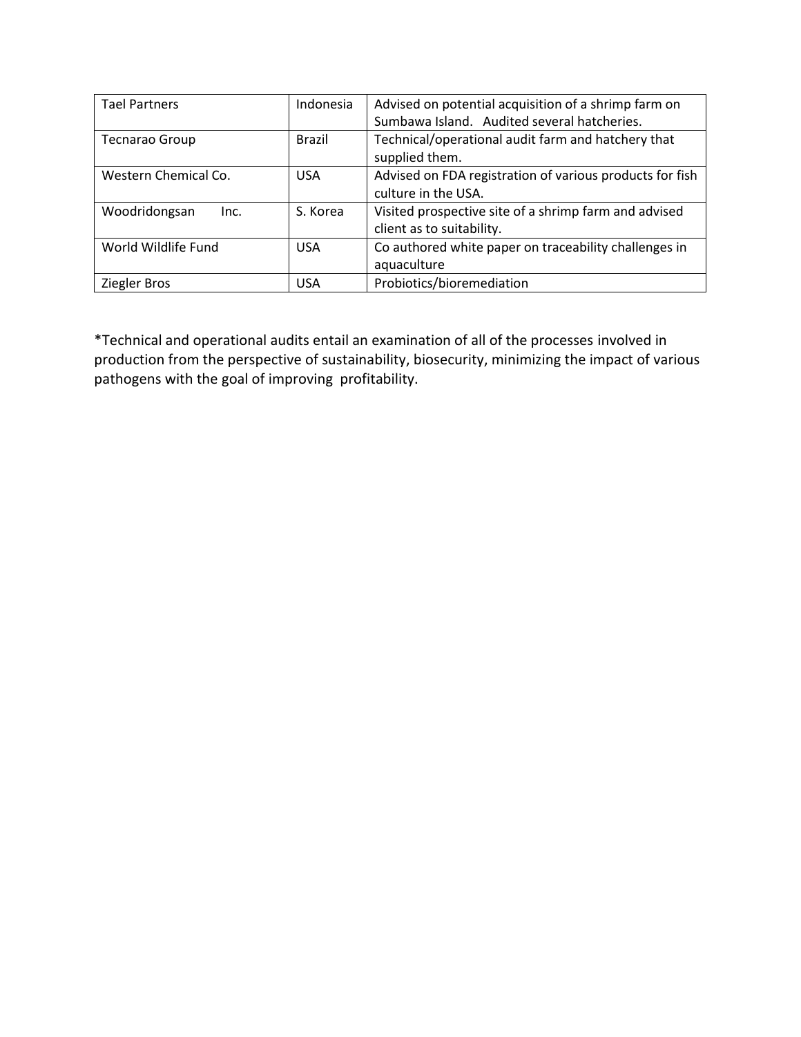| | | |
|---|---|---|
| Tael Partners | Indonesia | Advised on potential acquisition of a shrimp farm on Sumbawa Island. Audited several hatcheries. |
| Tecnarao Group | Brazil | Technical/operational audit farm and hatchery that supplied them. |
| Western Chemical Co. | USA | Advised on FDA registration of various products for fish culture in the USA. |
| Woodridongsan Inc. | S. Korea | Visited prospective site of a shrimp farm and advised client as to suitability. |
| World Wildlife Fund | USA | Co authored white paper on traceability challenges in aquaculture |
| Ziegler Bros | USA | Probiotics/bioremediation |

*Technical and operational audits entail an examination of all of the processes involved in production from the perspective of sustainability, biosecurity, minimizing the impact of various pathogens with the goal of improving profitability.